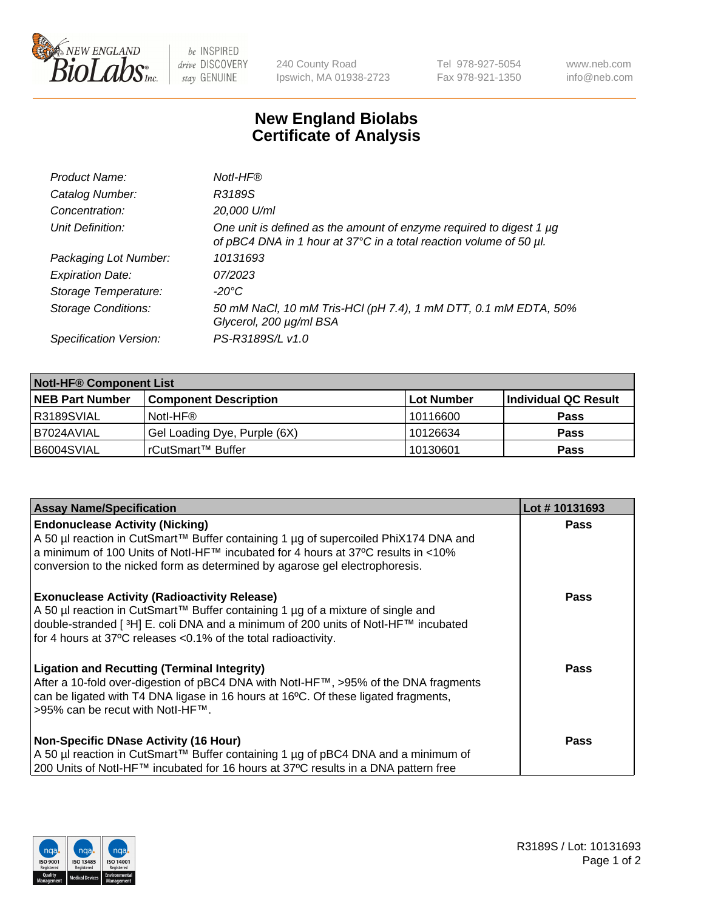# New England Biolabs Certificate of Analysis

| | |
|---|---|
| *Product Name:* | *NotI-HF®* |
| *Catalog Number:* | *R3189S* |
| *Concentration:* | *20,000 U/ml* |
| *Unit Definition:* | *One unit is defined as the amount of enzyme required to digest 1 µg of pBC4 DNA in 1 hour at 37°C in a total reaction volume of 50 µl.* |
| *Packaging Lot Number:* | *10131693* |
| *Expiration Date:* | *07/2023* |
| *Storage Temperature:* | *-20°C* |
| *Storage Conditions:* | *50 mM NaCl, 10 mM Tris-HCl (pH 7.4), 1 mM DTT, 0.1 mM EDTA, 50% Glycerol, 200 µg/ml BSA* |
| *Specification Version:* | *PS-R3189S/L v1.0* |

| **NotI-HF® Component List** | | | |
|---|---|---|---|
| **NEB Part Number** | **Component Description** | **Lot Number** | **Individual QC Result** |
| R3189SVIAL | NotI-HF® | 10116600 | **Pass** |
| B7024AVIAL | Gel Loading Dye, Purple (6X) | 10126634 | **Pass** |
| B6004SVIAL | rCutSmart™ Buffer | 10130601 | **Pass** |

| **Assay Name/Specification** | **Lot # 10131693** |
|---|---|
| **Endonuclease Activity (Nicking)** A 50 µl reaction in CutSmart™ Buffer containing 1 µg of supercoiled PhiX174 DNA and a minimum of 100 Units of NotI-HF™ incubated for 4 hours at 37ºC results in <10% conversion to the nicked form as determined by agarose gel electrophoresis. | **Pass** |
| **Exonuclease Activity (Radioactivity Release)** A 50 µl reaction in CutSmart™ Buffer containing 1 µg of a mixture of single and double-stranded [ $^3$H] E. coli DNA and a minimum of 200 units of NotI-HF™ incubated for 4 hours at 37ºC releases <0.1% of the total radioactivity. | **Pass** |
| **Ligation and Recutting (Terminal Integrity)** After a 10-fold over-digestion of pBC4 DNA with NotI-HF™, >95% of the DNA fragments can be ligated with T4 DNA ligase in 16 hours at 16ºC. Of these ligated fragments, >95% can be recut with NotI-HF™. | **Pass** |
| **Non-Specific DNase Activity (16 Hour)** A 50 µl reaction in CutSmart™ Buffer containing 1 µg of pBC4 DNA and a minimum of 200 Units of NotI-HF™ incubated for 16 hours at 37ºC results in a DNA pattern free | **Pass** |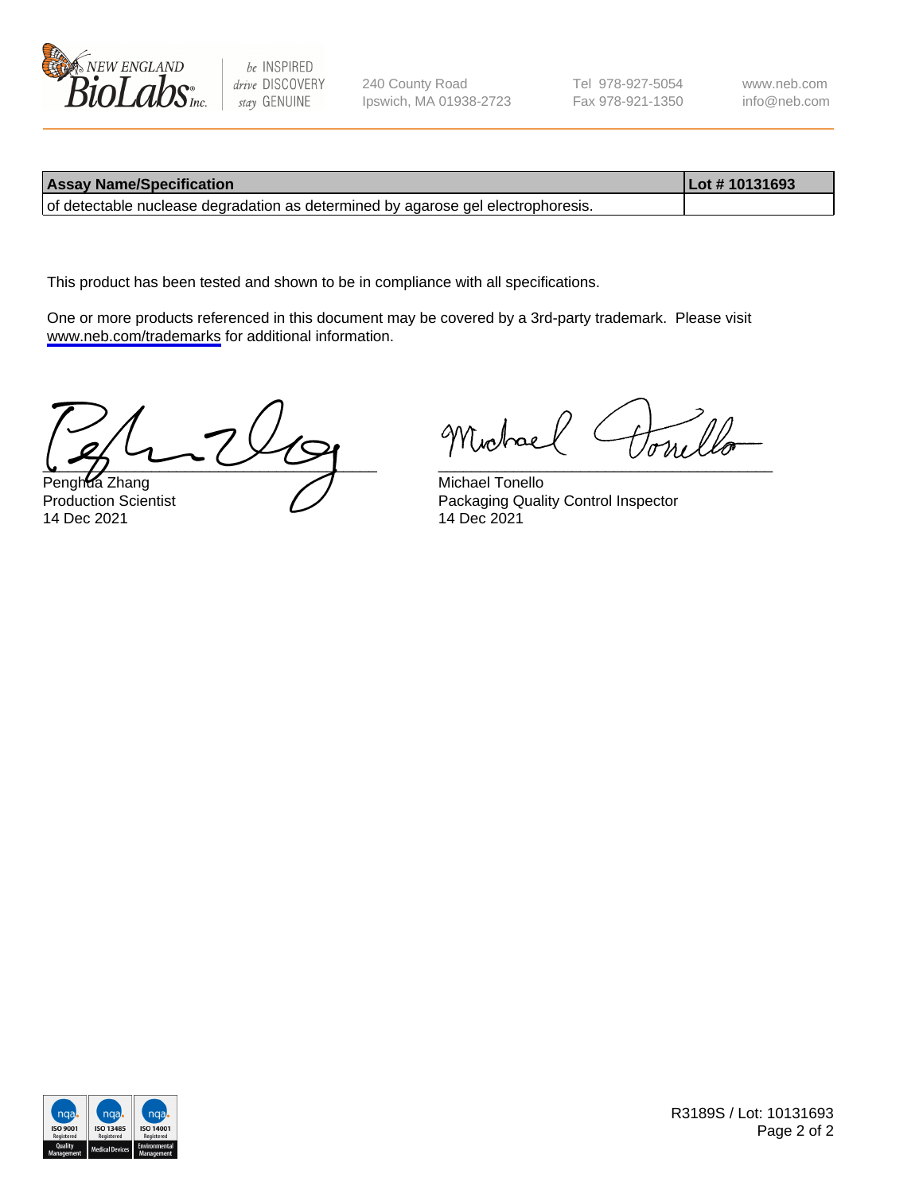| Assay Name/Specification | Lot # 10131693 |
|---|---|
| of detectable nuclease degradation as determined by agarose gel electrophoresis. | |

This product has been tested and shown to be in compliance with all specifications.

One or more products referenced in this document may be covered by a 3rd-party trademark. Please visit www.neb.com/trademarks for additional information.

Penghua Zhang
Production Scientist
14 Dec 2021

Michael Tonello
Packaging Quality Control Inspector
14 Dec 2021

R3189S / Lot: 10131693